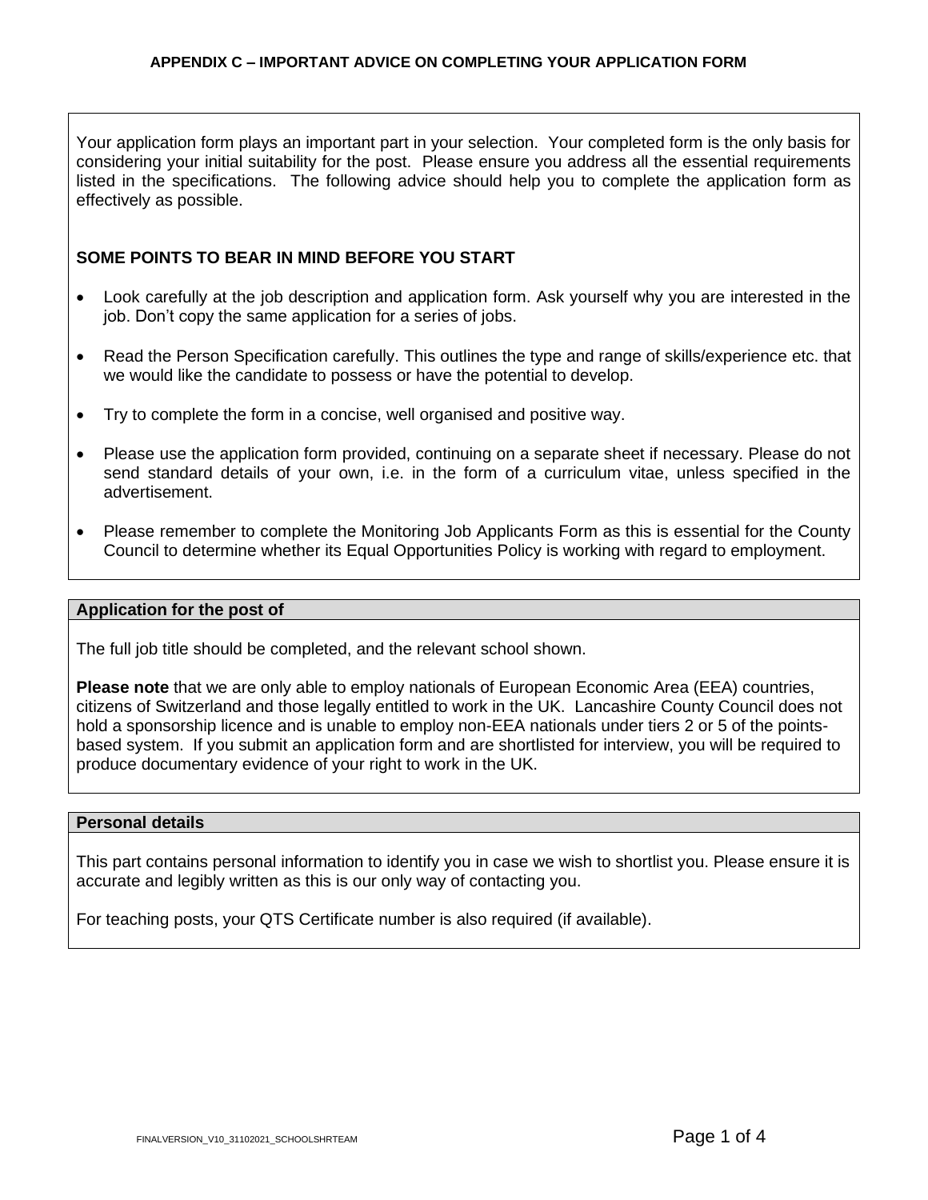# APPENDIX C – IMPORTANT ADVICE ON COMPLETING YOUR APPLICATION FORM

Your application form plays an important part in your selection. Your completed form is the only basis for considering your initial suitability for the post. Please ensure you address all the essential requirements listed in the specifications. The following advice should help you to complete the application form as effectively as possible.

## SOME POINTS TO BEAR IN MIND BEFORE YOU START

- Look carefully at the job description and application form. Ask yourself why you are interested in the job. Don't copy the same application for a series of jobs.
- Read the Person Specification carefully. This outlines the type and range of skills/experience etc. that we would like the candidate to possess or have the potential to develop.
- Try to complete the form in a concise, well organised and positive way.
- Please use the application form provided, continuing on a separate sheet if necessary. Please do not send standard details of your own, i.e. in the form of a curriculum vitae, unless specified in the advertisement.
- Please remember to complete the Monitoring Job Applicants Form as this is essential for the County Council to determine whether its Equal Opportunities Policy is working with regard to employment.

## Application for the post of

The full job title should be completed, and the relevant school shown.

**Please note** that we are only able to employ nationals of European Economic Area (EEA) countries, citizens of Switzerland and those legally entitled to work in the UK. Lancashire County Council does not hold a sponsorship licence and is unable to employ non-EEA nationals under tiers 2 or 5 of the points-based system. If you submit an application form and are shortlisted for interview, you will be required to produce documentary evidence of your right to work in the UK.

## Personal details

This part contains personal information to identify you in case we wish to shortlist you. Please ensure it is accurate and legibly written as this is our only way of contacting you.

For teaching posts, your QTS Certificate number is also required (if available).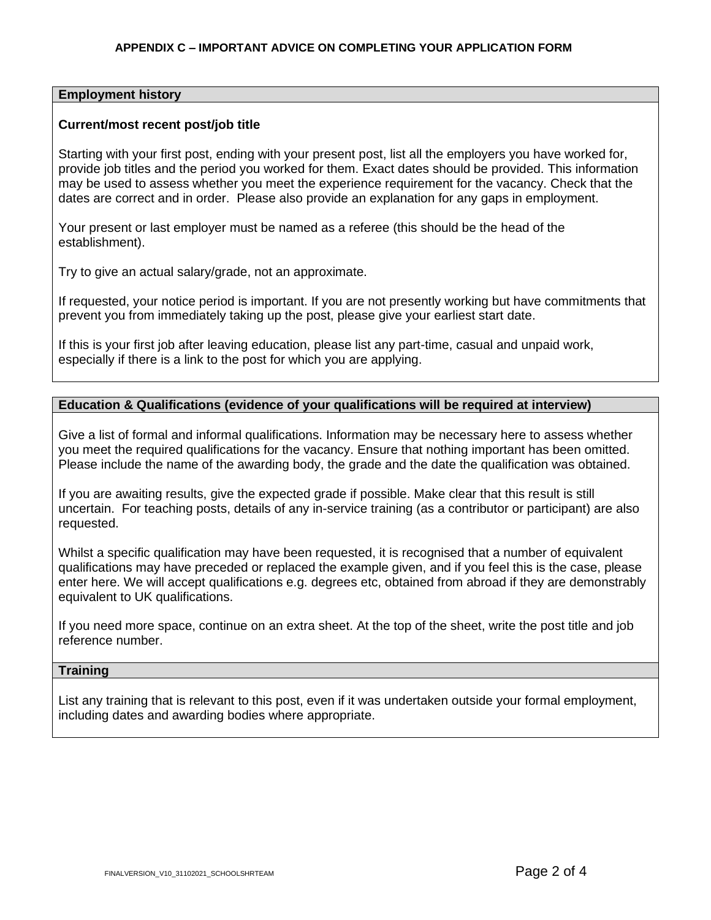## APPENDIX C – IMPORTANT ADVICE ON COMPLETING YOUR APPLICATION FORM

### Employment history

**Current/most recent post/job title**

Starting with your first post, ending with your present post, list all the employers you have worked for, provide job titles and the period you worked for them. Exact dates should be provided. This information may be used to assess whether you meet the experience requirement for the vacancy. Check that the dates are correct and in order. Please also provide an explanation for any gaps in employment.

Your present or last employer must be named as a referee (this should be the head of the establishment).

Try to give an actual salary/grade, not an approximate.

If requested, your notice period is important. If you are not presently working but have commitments that prevent you from immediately taking up the post, please give your earliest start date.

If this is your first job after leaving education, please list any part-time, casual and unpaid work, especially if there is a link to the post for which you are applying.

### Education & Qualifications (evidence of your qualifications will be required at interview)

Give a list of formal and informal qualifications. Information may be necessary here to assess whether you meet the required qualifications for the vacancy. Ensure that nothing important has been omitted. Please include the name of the awarding body, the grade and the date the qualification was obtained.

If you are awaiting results, give the expected grade if possible. Make clear that this result is still uncertain. For teaching posts, details of any in-service training (as a contributor or participant) are also requested.

Whilst a specific qualification may have been requested, it is recognised that a number of equivalent qualifications may have preceded or replaced the example given, and if you feel this is the case, please enter here. We will accept qualifications e.g. degrees etc, obtained from abroad if they are demonstrably equivalent to UK qualifications.

If you need more space, continue on an extra sheet. At the top of the sheet, write the post title and job reference number.

### Training

List any training that is relevant to this post, even if it was undertaken outside your formal employment, including dates and awarding bodies where appropriate.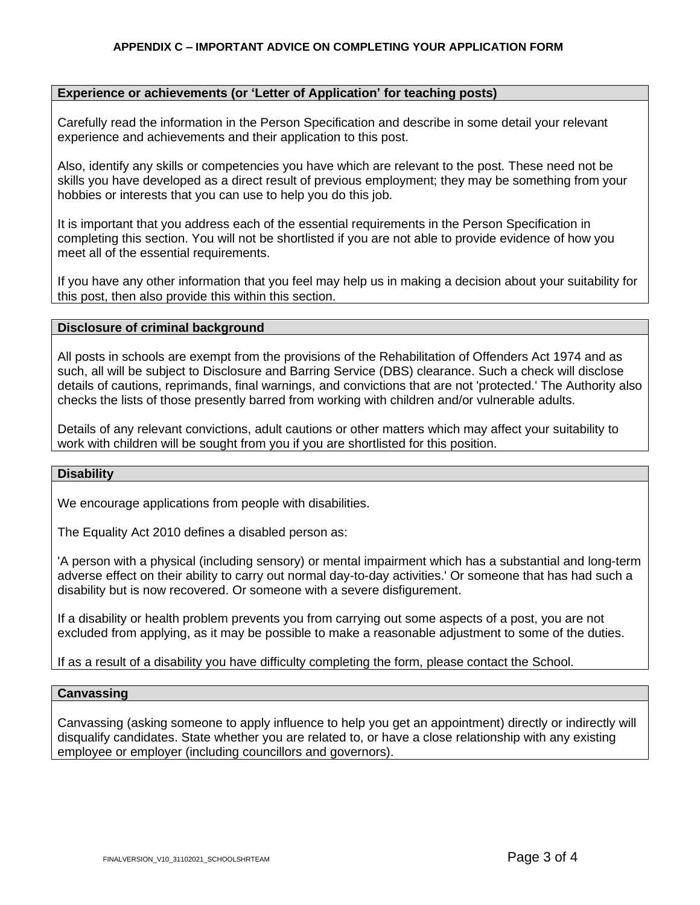# APPENDIX C – IMPORTANT ADVICE ON COMPLETING YOUR APPLICATION FORM

## Experience or achievements (or 'Letter of Application' for teaching posts)

Carefully read the information in the Person Specification and describe in some detail your relevant experience and achievements and their application to this post.

Also, identify any skills or competencies you have which are relevant to the post. These need not be skills you have developed as a direct result of previous employment; they may be something from your hobbies or interests that you can use to help you do this job.

It is important that you address each of the essential requirements in the Person Specification in completing this section. You will not be shortlisted if you are not able to provide evidence of how you meet all of the essential requirements.

If you have any other information that you feel may help us in making a decision about your suitability for this post, then also provide this within this section.

## Disclosure of criminal background

All posts in schools are exempt from the provisions of the Rehabilitation of Offenders Act 1974 and as such, all will be subject to Disclosure and Barring Service (DBS) clearance. Such a check will disclose details of cautions, reprimands, final warnings, and convictions that are not 'protected.' The Authority also checks the lists of those presently barred from working with children and/or vulnerable adults.

Details of any relevant convictions, adult cautions or other matters which may affect your suitability to work with children will be sought from you if you are shortlisted for this position.

## Disability

We encourage applications from people with disabilities.

The Equality Act 2010 defines a disabled person as:

'A person with a physical (including sensory) or mental impairment which has a substantial and long-term adverse effect on their ability to carry out normal day-to-day activities.' Or someone that has had such a disability but is now recovered. Or someone with a severe disfigurement.

If a disability or health problem prevents you from carrying out some aspects of a post, you are not excluded from applying, as it may be possible to make a reasonable adjustment to some of the duties.

If as a result of a disability you have difficulty completing the form, please contact the School.

## Canvassing

Canvassing (asking someone to apply influence to help you get an appointment) directly or indirectly will disqualify candidates. State whether you are related to, or have a close relationship with any existing employee or employer (including councillors and governors).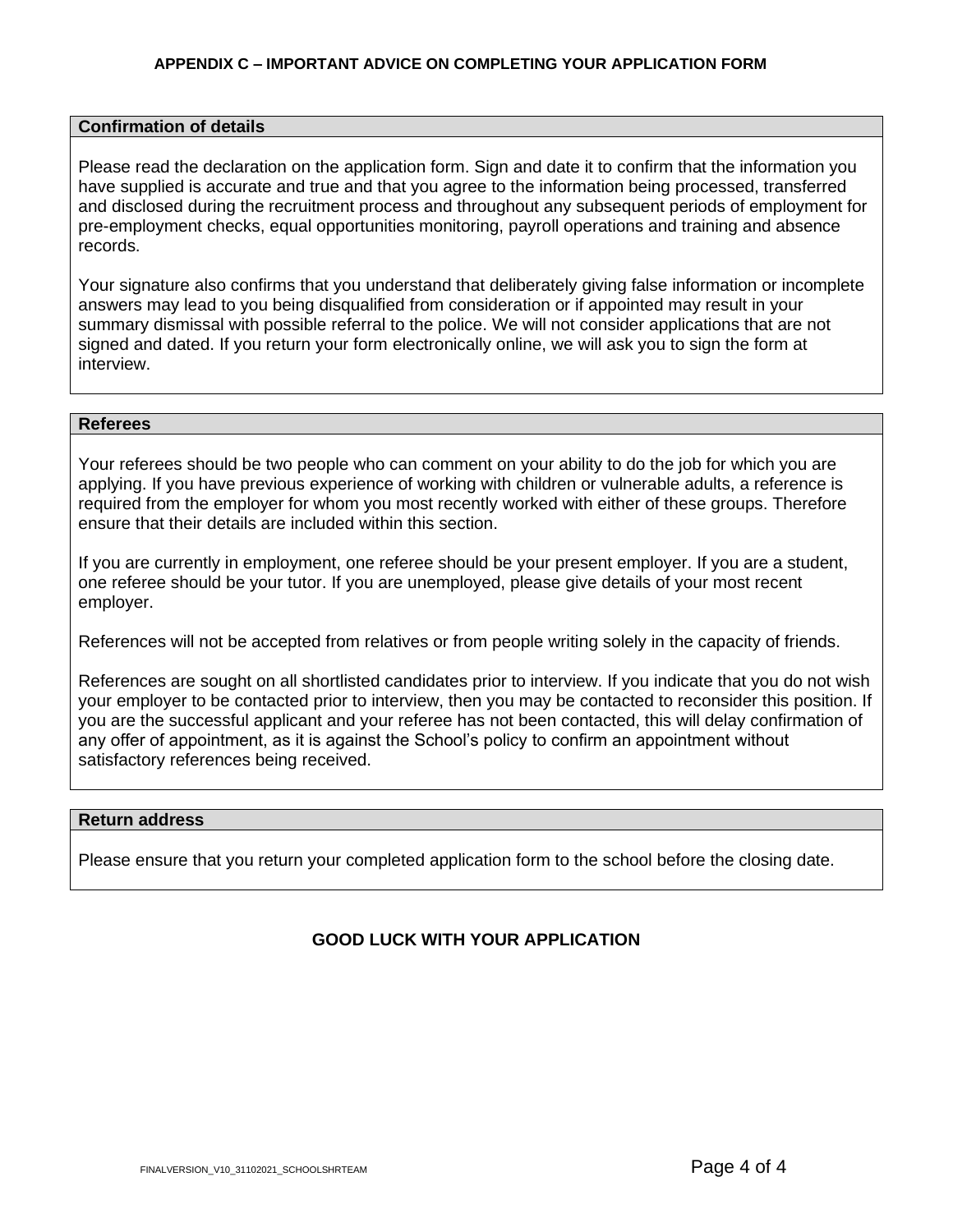## APPENDIX C – IMPORTANT ADVICE ON COMPLETING YOUR APPLICATION FORM

### Confirmation of details

Please read the declaration on the application form. Sign and date it to confirm that the information you have supplied is accurate and true and that you agree to the information being processed, transferred and disclosed during the recruitment process and throughout any subsequent periods of employment for pre-employment checks, equal opportunities monitoring, payroll operations and training and absence records.

Your signature also confirms that you understand that deliberately giving false information or incomplete answers may lead to you being disqualified from consideration or if appointed may result in your summary dismissal with possible referral to the police. We will not consider applications that are not signed and dated. If you return your form electronically online, we will ask you to sign the form at interview.

### Referees

Your referees should be two people who can comment on your ability to do the job for which you are applying. If you have previous experience of working with children or vulnerable adults, a reference is required from the employer for whom you most recently worked with either of these groups. Therefore ensure that their details are included within this section.

If you are currently in employment, one referee should be your present employer. If you are a student, one referee should be your tutor. If you are unemployed, please give details of your most recent employer.

References will not be accepted from relatives or from people writing solely in the capacity of friends.

References are sought on all shortlisted candidates prior to interview. If you indicate that you do not wish your employer to be contacted prior to interview, then you may be contacted to reconsider this position. If you are the successful applicant and your referee has not been contacted, this will delay confirmation of any offer of appointment, as it is against the School's policy to confirm an appointment without satisfactory references being received.

### Return address

Please ensure that you return your completed application form to the school before the closing date.

**GOOD LUCK WITH YOUR APPLICATION**

FINALVERSION_V10_31102021_SCHOOLSHRTEAM